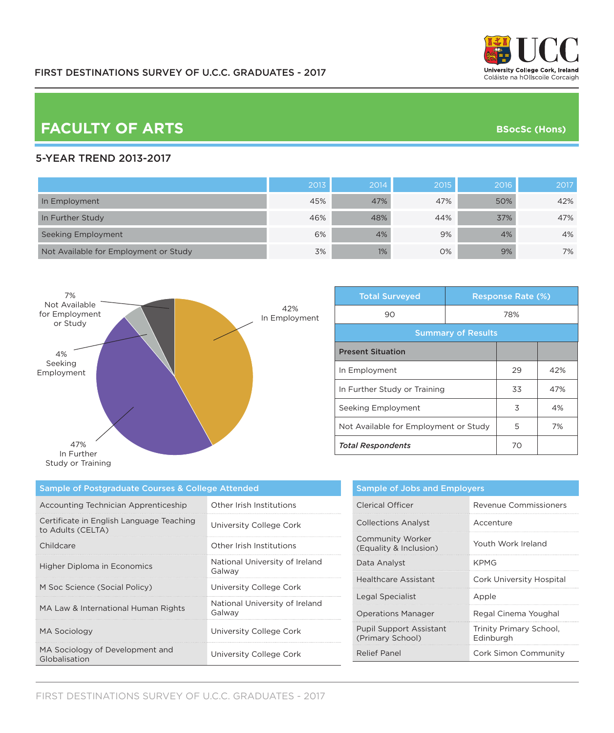FIRST DESTINATIONS SURVEY OF U.C.C. GRADUATES - 2017

# FACULTY OF ARTS

**BSocSc (Hons)**

## 5-YEAR TREND 2013-2017

| | 2013 | 2014 | 2015 | 2016 | 2017 |
|---|---|---|---|---|---|
| In Employment | 45% | 47% | 47% | 50% | 42% |
| In Further Study | 46% | 48% | 44% | 37% | 47% |
| Seeking Employment | 6% | 4% | 9% | 4% | 4% |
| Not Available for Employment or Study | 3% | 1% | 0% | 9% | 7% |

42% In Employment

47% In Further Study or Training

4% Seeking Employment

7% Not Available for Employment or Study

| Total Surveyed | Response Rate (%) |
|---|---|
| 90 | 78% |

**Summary of Results**

| Present Situation | | |
|---|---|---|
| In Employment | 29 | 42% |
| In Further Study or Training | 33 | 47% |
| Seeking Employment | 3 | 4% |
| Not Available for Employment or Study | 5 | 7% |
| ***Total Respondents*** | 70 | |

**Sample of Postgraduate Courses & College Attended**

| Course | College |
|---|---|
| Accounting Technician Apprenticeship | Other Irish Institutions |
| Certificate in English Language Teaching to Adults (CELTA) | University College Cork |
| Childcare | Other Irish Institutions |
| Higher Diploma in Economics | National University of Ireland Galway |
| M Soc Science (Social Policy) | University College Cork |
| MA Law & International Human Rights | National University of Ireland Galway |
| MA Sociology | University College Cork |
| MA Sociology of Development and Globalisation | University College Cork |

**Sample of Jobs and Employers**

| Job | Employer |
|---|---|
| Clerical Officer | Revenue Commissioners |
| Collections Analyst | Accenture |
| Community Worker (Equality & Inclusion) | Youth Work Ireland |
| Data Analyst | KPMG |
| Healthcare Assistant | Cork University Hospital |
| Legal Specialist | Apple |
| Operations Manager | Regal Cinema Youghal |
| Pupil Support Assistant (Primary School) | Trinity Primary School, Edinburgh |
| Relief Panel | Cork Simon Community |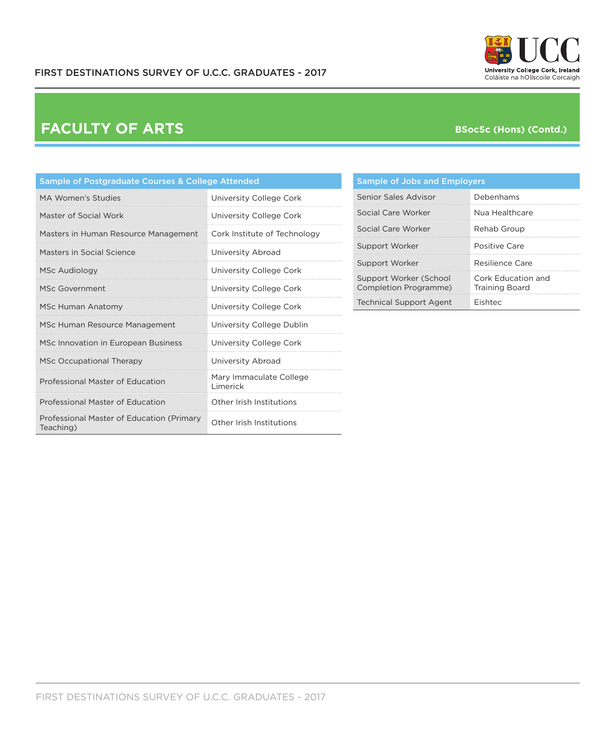# FACULTY OF ARTS

**BSocSc (Hons) (Contd.)**

| Sample of Postgraduate Courses & College Attended | |
|---|---|
| MA Women's Studies | University College Cork |
| Master of Social Work | University College Cork |
| Masters in Human Resource Management | Cork Institute of Technology |
| Masters in Social Science | University Abroad |
| MSc Audiology | University College Cork |
| MSc Government | University College Cork |
| MSc Human Anatomy | University College Cork |
| MSc Human Resource Management | University College Dublin |
| MSc Innovation in European Business | University College Cork |
| MSc Occupational Therapy | University Abroad |
| Professional Master of Education | Mary Immaculate College Limerick |
| Professional Master of Education | Other Irish Institutions |
| Professional Master of Education (Primary Teaching) | Other Irish Institutions |

| Sample of Jobs and Employers | |
|---|---|
| Senior Sales Advisor | Debenhams |
| Social Care Worker | Nua Healthcare |
| Social Care Worker | Rehab Group |
| Support Worker | Positive Care |
| Support Worker | Resilience Care |
| Support Worker (School Completion Programme) | Cork Education and Training Board |
| Technical Support Agent | Eishtec |